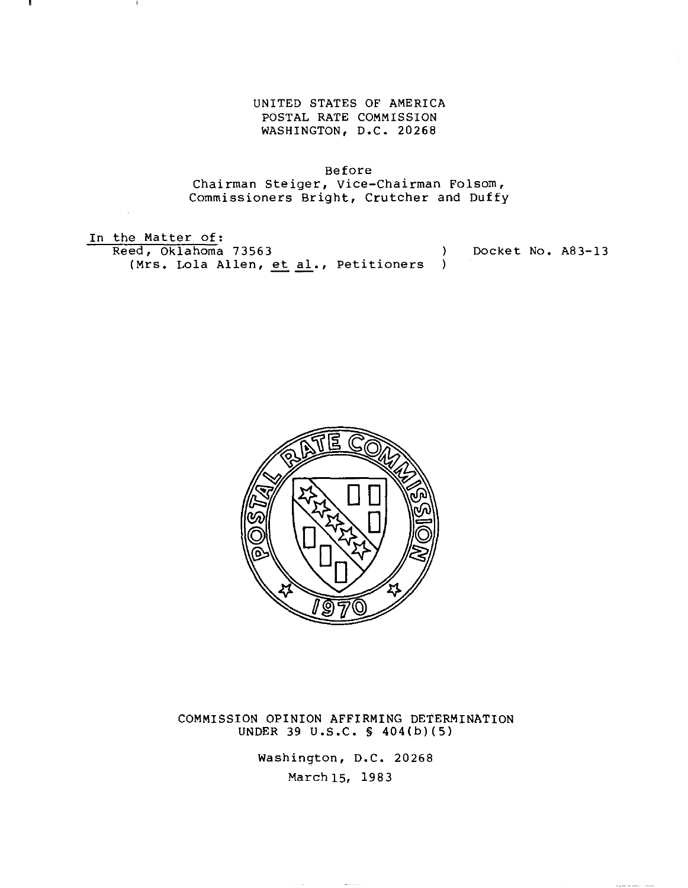UNITED STATES OF AMERICA
POSTAL RATE COMMISSION
WASHINGTON, D.C. 20268

Before
Chairman Steiger, Vice-Chairman Folsom,
Commissioners Bright, Crutcher and Duffy

In the Matter of:
Reed, Oklahoma 73563 ) Docket No. A83-13
(Mrs. Lola Allen, *et al.*, Petitioners )

COMMISSION OPINION AFFIRMING DETERMINATION
UNDER 39 U.S.C. § 404(b)(5)

Washington, D.C. 20268
March 15, 1983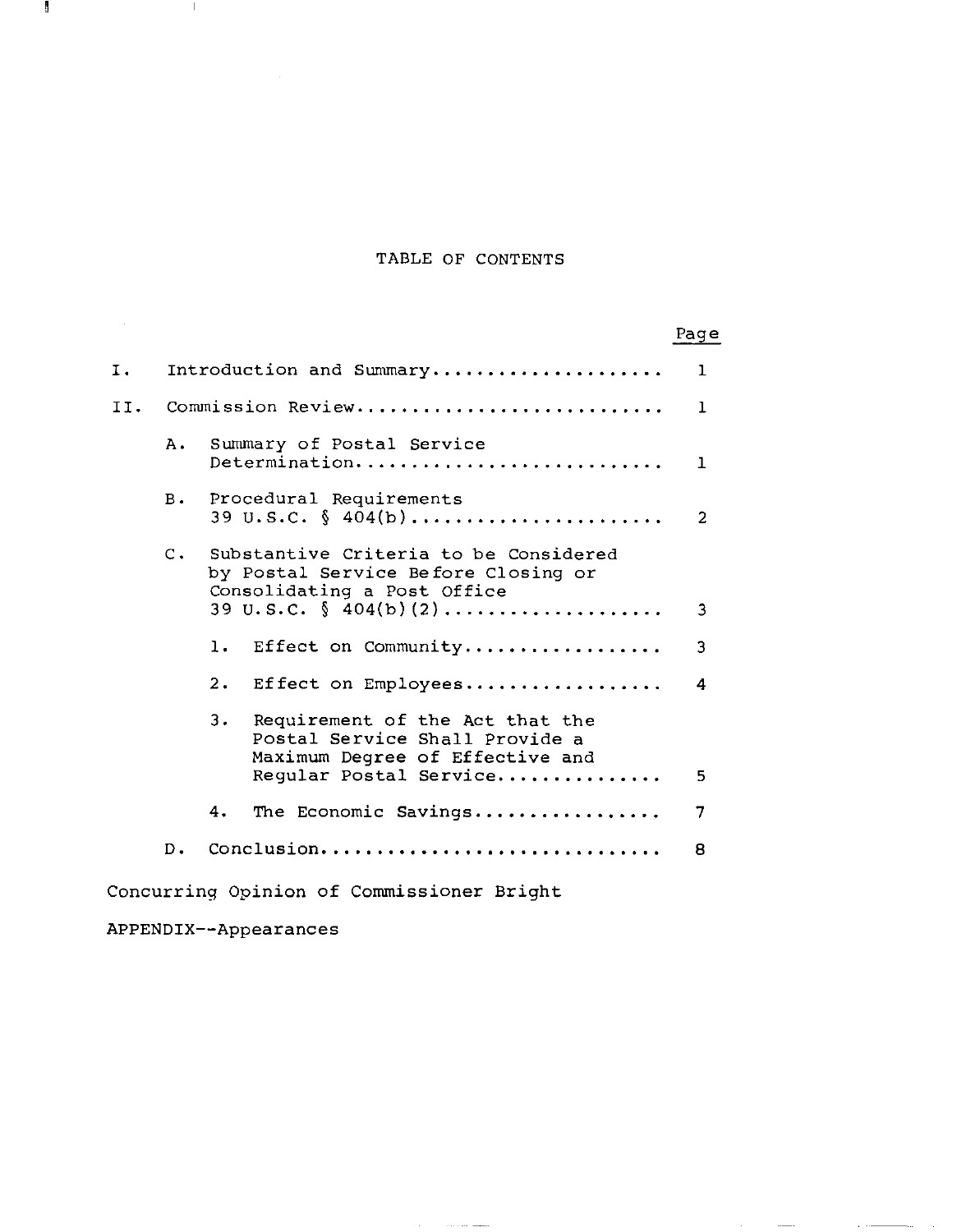# TABLE OF CONTENTS

| | Page |
|---|---|
| I. Introduction and Summary | 1 |
| II. Commission Review | 1 |
| A. Summary of Postal Service Determination | 1 |
| B. Procedural Requirements 39 U.S.C. § 404(b) | 2 |
| C. Substantive Criteria to be Considered by Postal Service Before Closing or Consolidating a Post Office 39 U.S.C. § 404(b)(2) | 3 |
| 1. Effect on Community | 3 |
| 2. Effect on Employees | 4 |
| 3. Requirement of the Act that the Postal Service Shall Provide a Maximum Degree of Effective and Regular Postal Service | 5 |
| 4. The Economic Savings | 7 |
| D. Conclusion | 8 |

Concurring Opinion of Commissioner Bright

APPENDIX--Appearances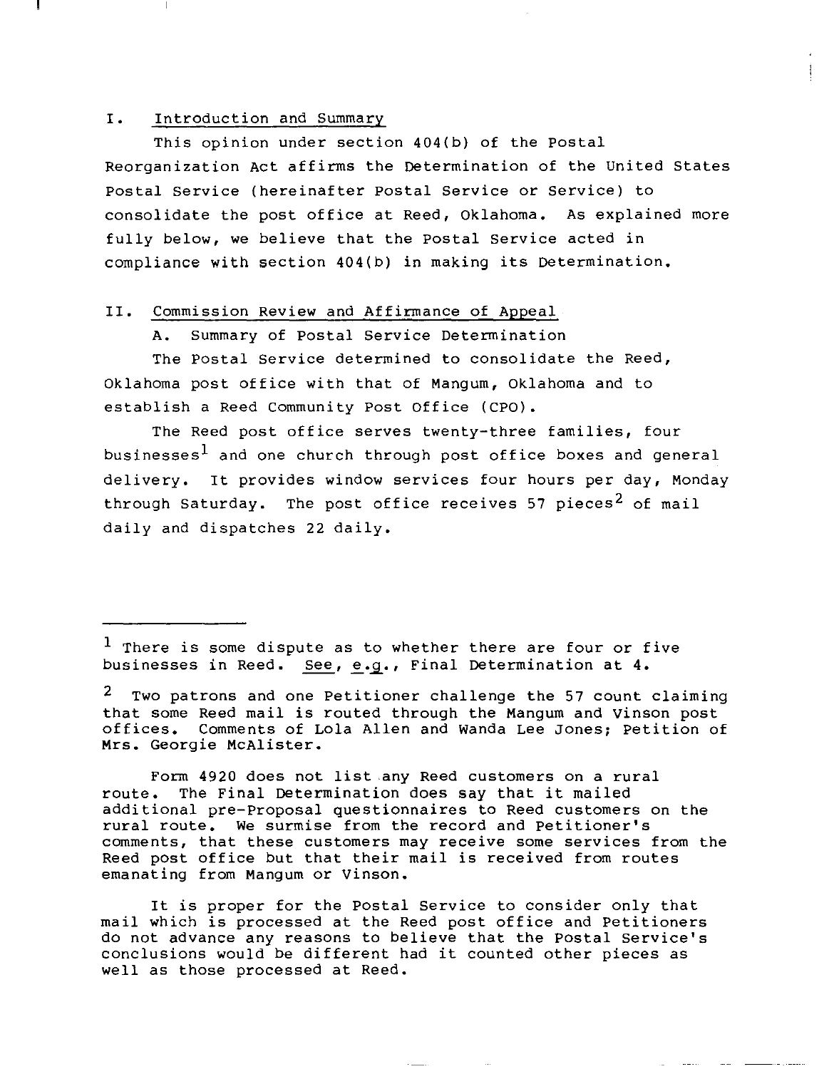## I. Introduction and Summary

This opinion under section 404(b) of the Postal Reorganization Act affirms the Determination of the United States Postal Service (hereinafter Postal Service or Service) to consolidate the post office at Reed, Oklahoma. As explained more fully below, we believe that the Postal Service acted in compliance with section 404(b) in making its Determination.

## II. Commission Review and Affirmance of Appeal

### A. Summary of Postal Service Determination

The Postal Service determined to consolidate the Reed, Oklahoma post office with that of Mangum, Oklahoma and to establish a Reed Community Post Office (CPO).

The Reed post office serves twenty-three families, four businesses[1] and one church through post office boxes and general delivery. It provides window services four hours per day, Monday through Saturday. The post office receives 57 pieces[2] of mail daily and dispatches 22 daily.

---

[1] There is some dispute as to whether there are four or five businesses in Reed. See, e.g., Final Determination at 4.

[2] Two patrons and one Petitioner challenge the 57 count claiming that some Reed mail is routed through the Mangum and Vinson post offices. Comments of Lola Allen and Wanda Lee Jones; Petition of Mrs. Georgie McAlister.

Form 4920 does not list any Reed customers on a rural route. The Final Determination does say that it mailed additional pre-Proposal questionnaires to Reed customers on the rural route. We surmise from the record and Petitioner's comments, that these customers may receive some services from the Reed post office but that their mail is received from routes emanating from Mangum or Vinson.

It is proper for the Postal Service to consider only that mail which is processed at the Reed post office and Petitioners do not advance any reasons to believe that the Postal Service's conclusions would be different had it counted other pieces as well as those processed at Reed.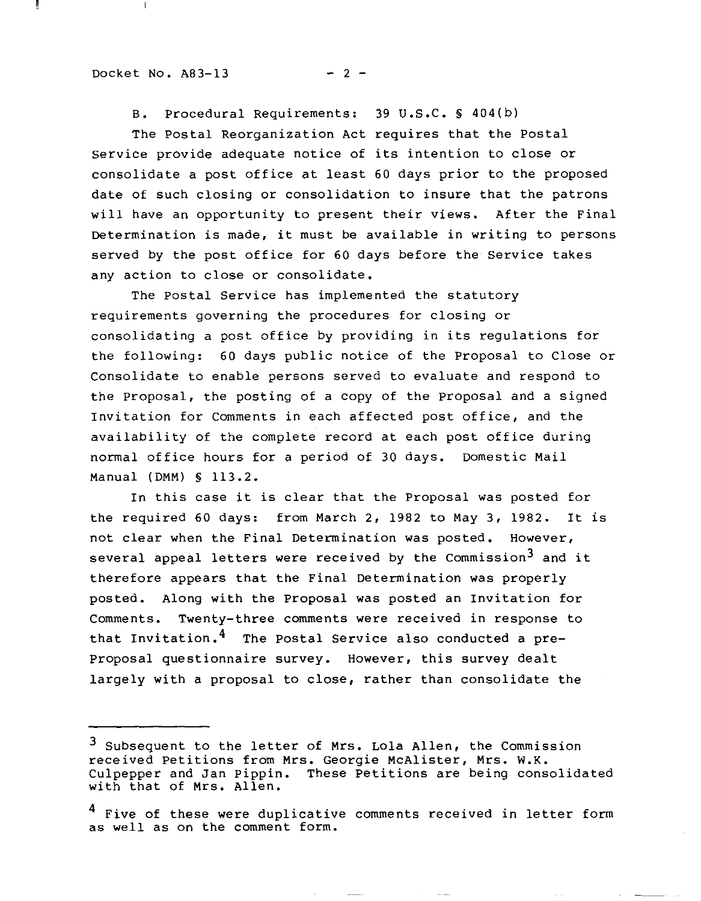B. Procedural Requirements: 39 U.S.C. § 404(b)

The Postal Reorganization Act requires that the Postal Service provide adequate notice of its intention to close or consolidate a post office at least 60 days prior to the proposed date of such closing or consolidation to insure that the patrons will have an opportunity to present their views. After the Final Determination is made, it must be available in writing to persons served by the post office for 60 days before the Service takes any action to close or consolidate.

The Postal Service has implemented the statutory requirements governing the procedures for closing or consolidating a post office by providing in its regulations for the following: 60 days public notice of the Proposal to Close or Consolidate to enable persons served to evaluate and respond to the Proposal, the posting of a copy of the Proposal and a signed Invitation for Comments in each affected post office, and the availability of the complete record at each post office during normal office hours for a period of 30 days. Domestic Mail Manual (DMM) § 113.2.

In this case it is clear that the Proposal was posted for the required 60 days: from March 2, 1982 to May 3, 1982. It is not clear when the Final Determination was posted. However, several appeal letters were received by the Commission[3] and it therefore appears that the Final Determination was properly posted. Along with the Proposal was posted an Invitation for Comments. Twenty-three comments were received in response to that Invitation.[4] The Postal Service also conducted a pre-Proposal questionnaire survey. However, this survey dealt largely with a proposal to close, rather than consolidate the

---

[3] Subsequent to the letter of Mrs. Lola Allen, the Commission received Petitions from Mrs. Georgie McAlister, Mrs. W.K. Culpepper and Jan Pippin. These Petitions are being consolidated with that of Mrs. Allen.

[4] Five of these were duplicative comments received in letter form as well as on the comment form.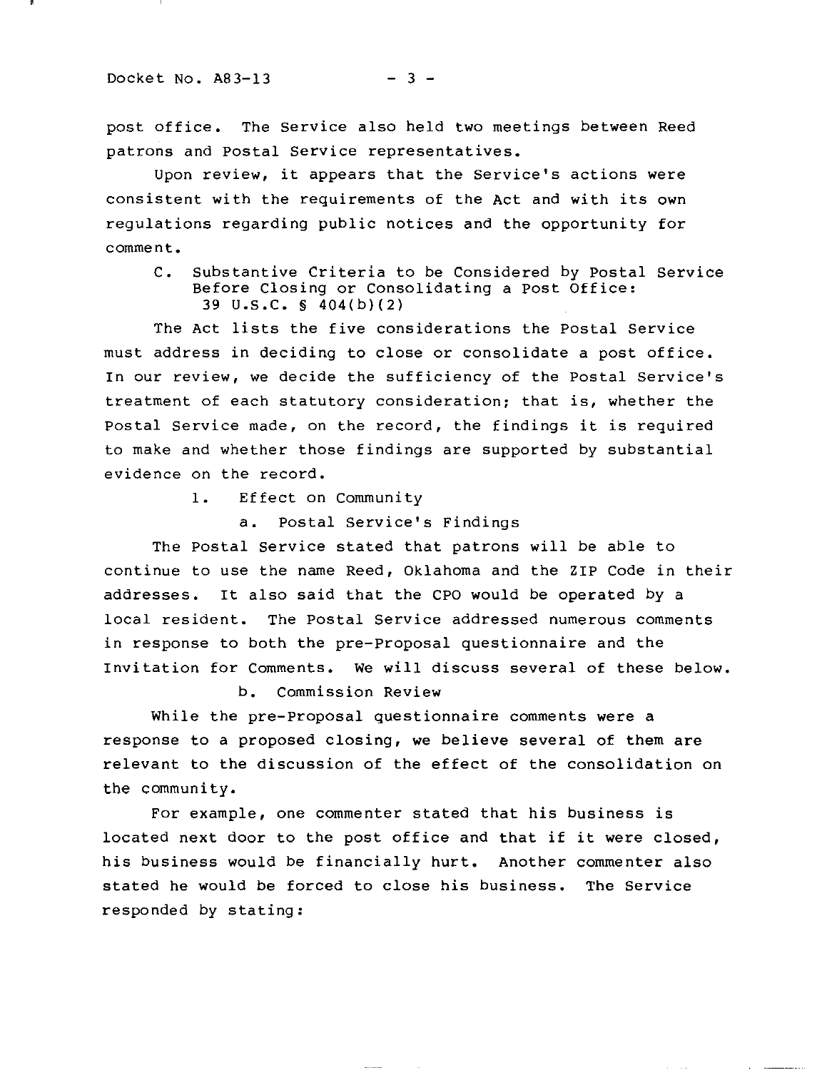post office. The Service also held two meetings between Reed patrons and Postal Service representatives.

Upon review, it appears that the Service's actions were consistent with the requirements of the Act and with its own regulations regarding public notices and the opportunity for comment.

### C. Substantive Criteria to be Considered by Postal Service Before Closing or Consolidating a Post Office: 39 U.S.C. § 404(b)(2)

The Act lists the five considerations the Postal Service must address in deciding to close or consolidate a post office. In our review, we decide the sufficiency of the Postal Service's treatment of each statutory consideration; that is, whether the Postal Service made, on the record, the findings it is required to make and whether those findings are supported by substantial evidence on the record.

#### 1. Effect on Community

##### a. Postal Service's Findings

The Postal Service stated that patrons will be able to continue to use the name Reed, Oklahoma and the ZIP Code in their addresses. It also said that the CPO would be operated by a local resident. The Postal Service addressed numerous comments in response to both the pre-Proposal questionnaire and the Invitation for Comments. We will discuss several of these below.

##### b. Commission Review

While the pre-Proposal questionnaire comments were a response to a proposed closing, we believe several of them are relevant to the discussion of the effect of the consolidation on the community.

For example, one commenter stated that his business is located next door to the post office and that if it were closed, his business would be financially hurt. Another commenter also stated he would be forced to close his business. The Service responded by stating: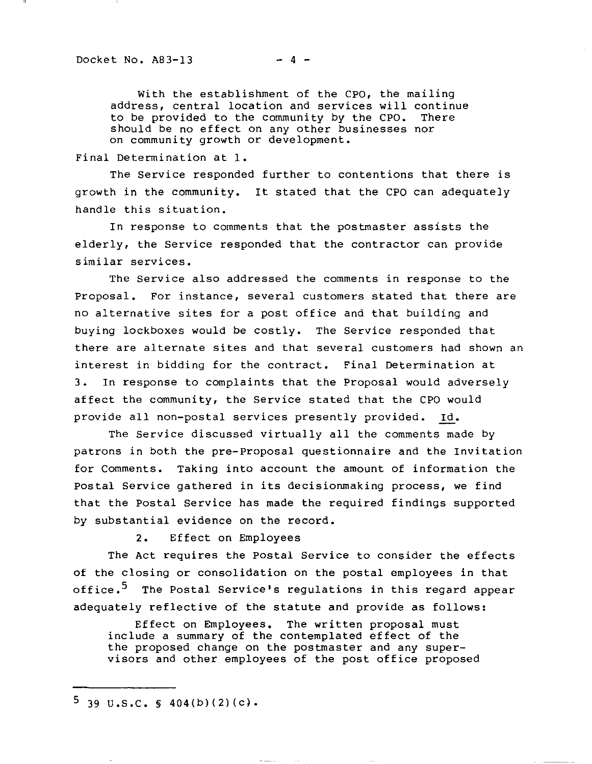> With the establishment of the CPO, the mailing address, central location and services will continue to be provided to the community by the CPO. There should be no effect on any other businesses nor on community growth or development.

Final Determination at 1.

The Service responded further to contentions that there is growth in the community. It stated that the CPO can adequately handle this situation.

In response to comments that the postmaster assists the elderly, the Service responded that the contractor can provide similar services.

The Service also addressed the comments in response to the Proposal. For instance, several customers stated that there are no alternative sites for a post office and that building and buying lockboxes would be costly. The Service responded that there are alternate sites and that several customers had shown an interest in bidding for the contract. Final Determination at 3. In response to complaints that the Proposal would adversely affect the community, the Service stated that the CPO would provide all non-postal services presently provided. Id.

The Service discussed virtually all the comments made by patrons in both the pre-Proposal questionnaire and the Invitation for Comments. Taking into account the amount of information the Postal Service gathered in its decisionmaking process, we find that the Postal Service has made the required findings supported by substantial evidence on the record.

### 2. Effect on Employees

The Act requires the Postal Service to consider the effects of the closing or consolidation on the postal employees in that office.[5] The Postal Service's regulations in this regard appear adequately reflective of the statute and provide as follows:

> Effect on Employees. The written proposal must include a summary of the contemplated effect of the the proposed change on the postmaster and any supervisors and other employees of the post office proposed

---

[5] 39 U.S.C. § 404(b)(2)(c).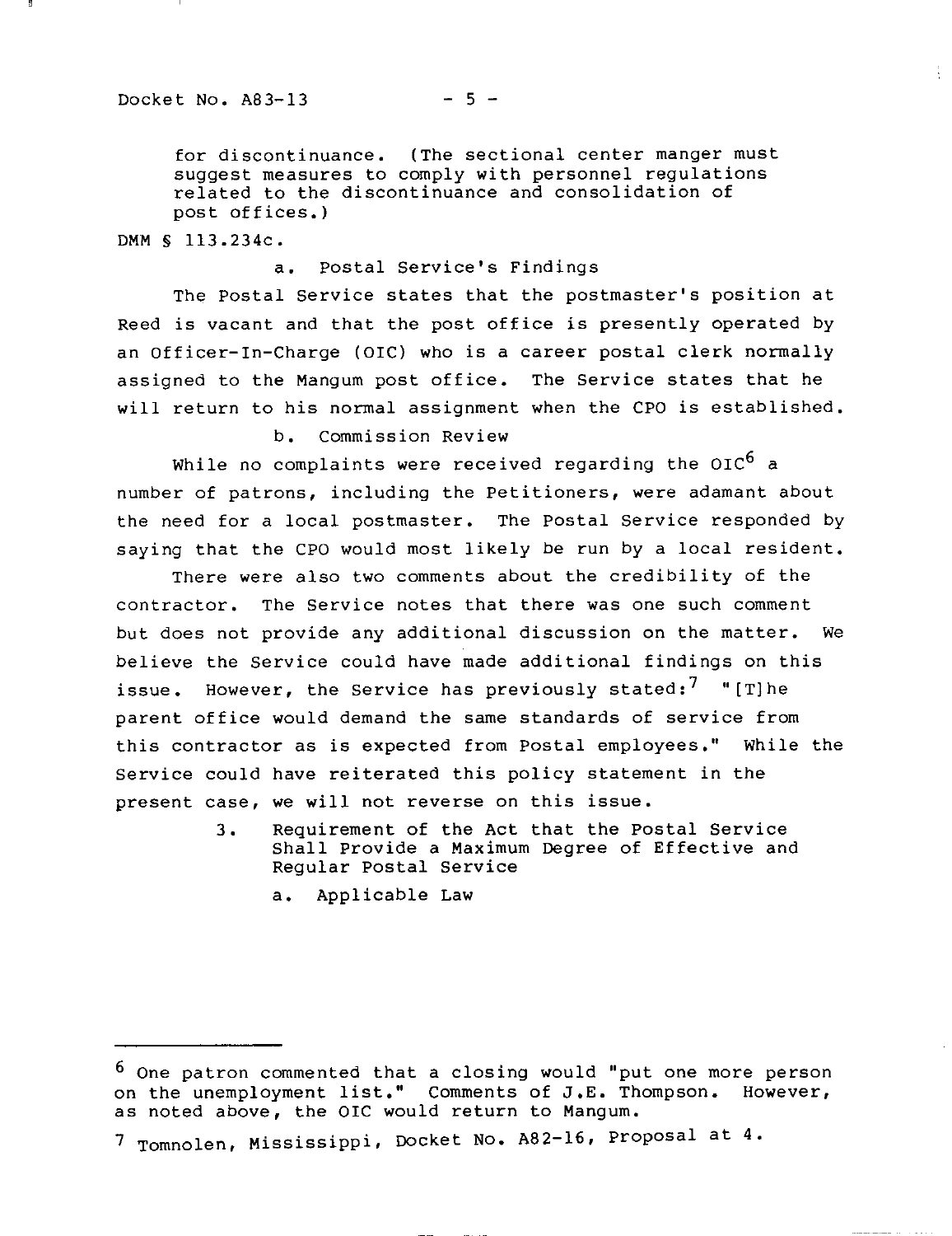for discontinuance. (The sectional center manger must suggest measures to comply with personnel regulations related to the discontinuance and consolidation of post offices.)

DMM § 113.234c.

a. Postal Service's Findings

The Postal Service states that the postmaster's position at Reed is vacant and that the post office is presently operated by an Officer-In-Charge (OIC) who is a career postal clerk normally assigned to the Mangum post office. The Service states that he will return to his normal assignment when the CPO is established.

b. Commission Review

While no complaints were received regarding the OIC[6] a number of patrons, including the Petitioners, were adamant about the need for a local postmaster. The Postal Service responded by saying that the CPO would most likely be run by a local resident.

There were also two comments about the credibility of the contractor. The Service notes that there was one such comment but does not provide any additional discussion on the matter. We believe the Service could have made additional findings on this issue. However, the Service has previously stated:[7] "[T]he parent office would demand the same standards of service from this contractor as is expected from Postal employees." While the Service could have reiterated this policy statement in the present case, we will not reverse on this issue.

3. Requirement of the Act that the Postal Service Shall Provide a Maximum Degree of Effective and Regular Postal Service

a. Applicable Law

---

[6] One patron commented that a closing would "put one more person on the unemployment list." Comments of J.E. Thompson. However, as noted above, the OIC would return to Mangum.

[7] Tomnolen, Mississippi, Docket No. A82-16, Proposal at 4.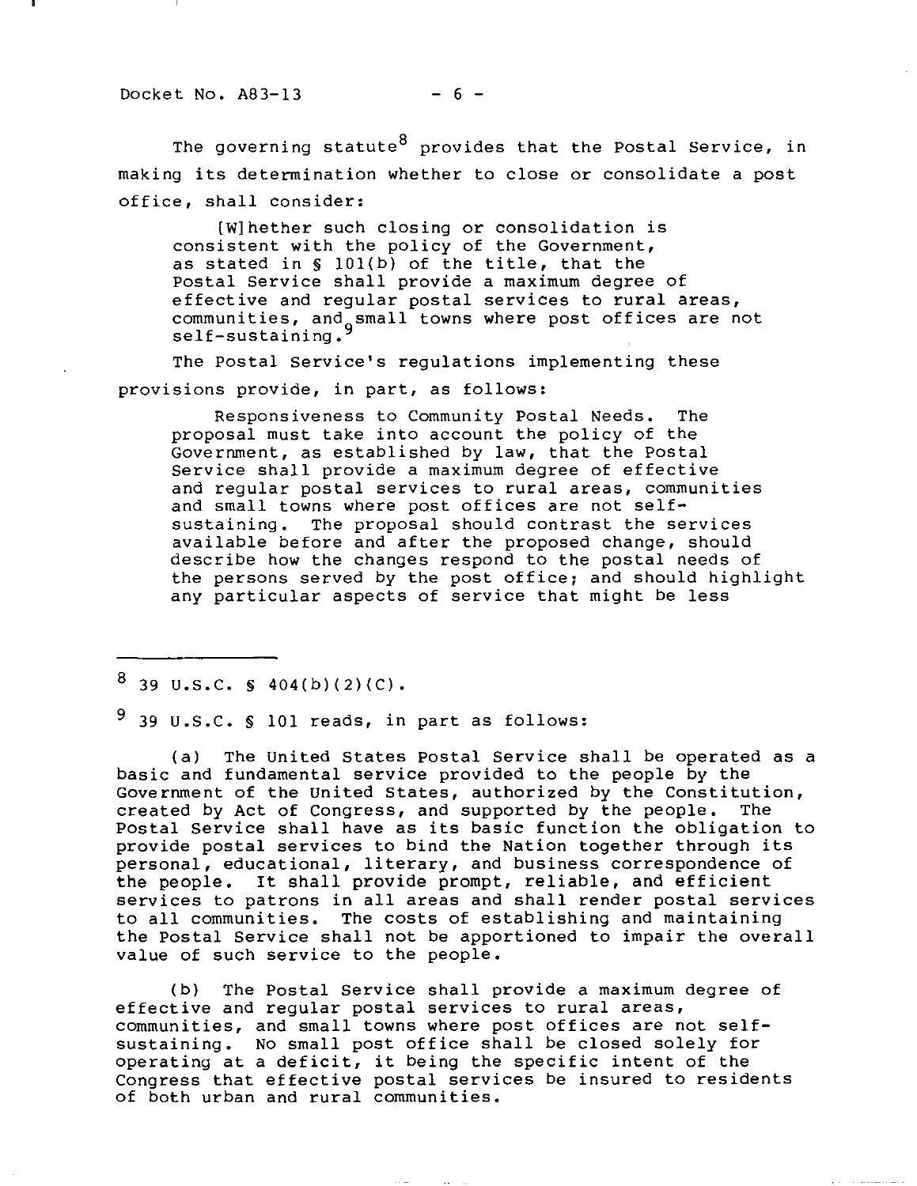The governing statute[8] provides that the Postal Service, in making its determination whether to close or consolidate a post office, shall consider:

> [W]hether such closing or consolidation is consistent with the policy of the Government, as stated in § 101(b) of the title, that the Postal Service shall provide a maximum degree of effective and regular postal services to rural areas, communities, and small towns where post offices are not self-sustaining.[9]

The Postal Service's regulations implementing these provisions provide, in part, as follows:

> Responsiveness to Community Postal Needs. The proposal must take into account the policy of the Government, as established by law, that the Postal Service shall provide a maximum degree of effective and regular postal services to rural areas, communities and small towns where post offices are not self-sustaining. The proposal should contrast the services available before and after the proposed change, should describe how the changes respond to the postal needs of the persons served by the post office; and should highlight any particular aspects of service that might be less

---

[8] 39 U.S.C. § 404(b)(2)(C).

[9] 39 U.S.C. § 101 reads, in part as follows:

(a) The United States Postal Service shall be operated as a basic and fundamental service provided to the people by the Government of the United States, authorized by the Constitution, created by Act of Congress, and supported by the people. The Postal Service shall have as its basic function the obligation to provide postal services to bind the Nation together through its personal, educational, literary, and business correspondence of the people. It shall provide prompt, reliable, and efficient services to patrons in all areas and shall render postal services to all communities. The costs of establishing and maintaining the Postal Service shall not be apportioned to impair the overall value of such service to the people.

(b) The Postal Service shall provide a maximum degree of effective and regular postal services to rural areas, communities, and small towns where post offices are not self-sustaining. No small post office shall be closed solely for operating at a deficit, it being the specific intent of the Congress that effective postal services be insured to residents of both urban and rural communities.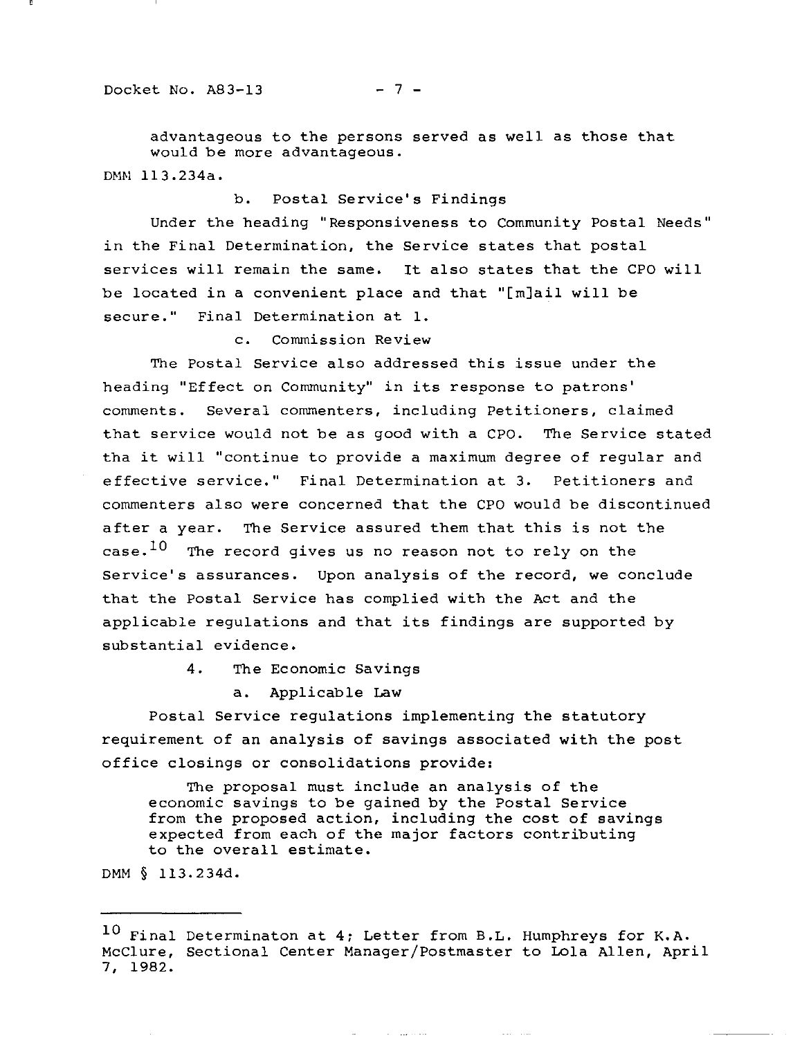advantageous to the persons served as well as those that would be more advantageous.

DMM 113.234a.

b. Postal Service's Findings

Under the heading "Responsiveness to Community Postal Needs" in the Final Determination, the Service states that postal services will remain the same. It also states that the CPO will be located in a convenient place and that "[m]ail will be secure." Final Determination at 1.

c. Commission Review

The Postal Service also addressed this issue under the heading "Effect on Community" in its response to patrons' comments. Several commenters, including Petitioners, claimed that service would not be as good with a CPO. The Service stated tha it will "continue to provide a maximum degree of regular and effective service." Final Determination at 3. Petitioners and commenters also were concerned that the CPO would be discontinued after a year. The Service assured them that this is not the case.[10] The record gives us no reason not to rely on the Service's assurances. Upon analysis of the record, we conclude that the Postal Service has complied with the Act and the applicable regulations and that its findings are supported by substantial evidence.

4. The Economic Savings

a. Applicable Law

Postal Service regulations implementing the statutory requirement of an analysis of savings associated with the post office closings or consolidations provide:

> The proposal must include an analysis of the economic savings to be gained by the Postal Service from the proposed action, including the cost of savings expected from each of the major factors contributing to the overall estimate.

DMM § 113.234d.

---

[10] Final Determinaton at 4; Letter from B.L. Humphreys for K.A. McClure, Sectional Center Manager/Postmaster to Lola Allen, April 7, 1982.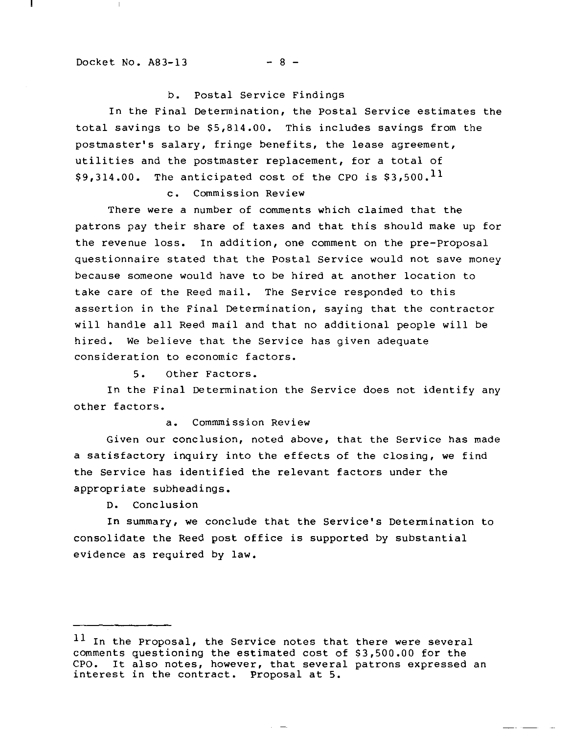b. Postal Service Findings

In the Final Determination, the Postal Service estimates the total savings to be $5,814.00. This includes savings from the postmaster's salary, fringe benefits, the lease agreement, utilities and the postmaster replacement, for a total of $9,314.00. The anticipated cost of the CPO is $3,500.[11]

c. Commission Review

There were a number of comments which claimed that the patrons pay their share of taxes and that this should make up for the revenue loss. In addition, one comment on the pre-Proposal questionnaire stated that the Postal Service would not save money because someone would have to be hired at another location to take care of the Reed mail. The Service responded to this assertion in the Final Determination, saying that the contractor will handle all Reed mail and that no additional people will be hired. We believe that the Service has given adequate consideration to economic factors.

5. Other Factors.

In the Final Determination the Service does not identify any other factors.

a. Commmission Review

Given our conclusion, noted above, that the Service has made a satisfactory inquiry into the effects of the closing, we find the Service has identified the relevant factors under the appropriate subheadings.

D. Conclusion

In summary, we conclude that the Service's Determination to consolidate the Reed post office is supported by substantial evidence as required by law.

---

[11] In the Proposal, the Service notes that there were several comments questioning the estimated cost of $3,500.00 for the CPO. It also notes, however, that several patrons expressed an interest in the contract. Proposal at 5.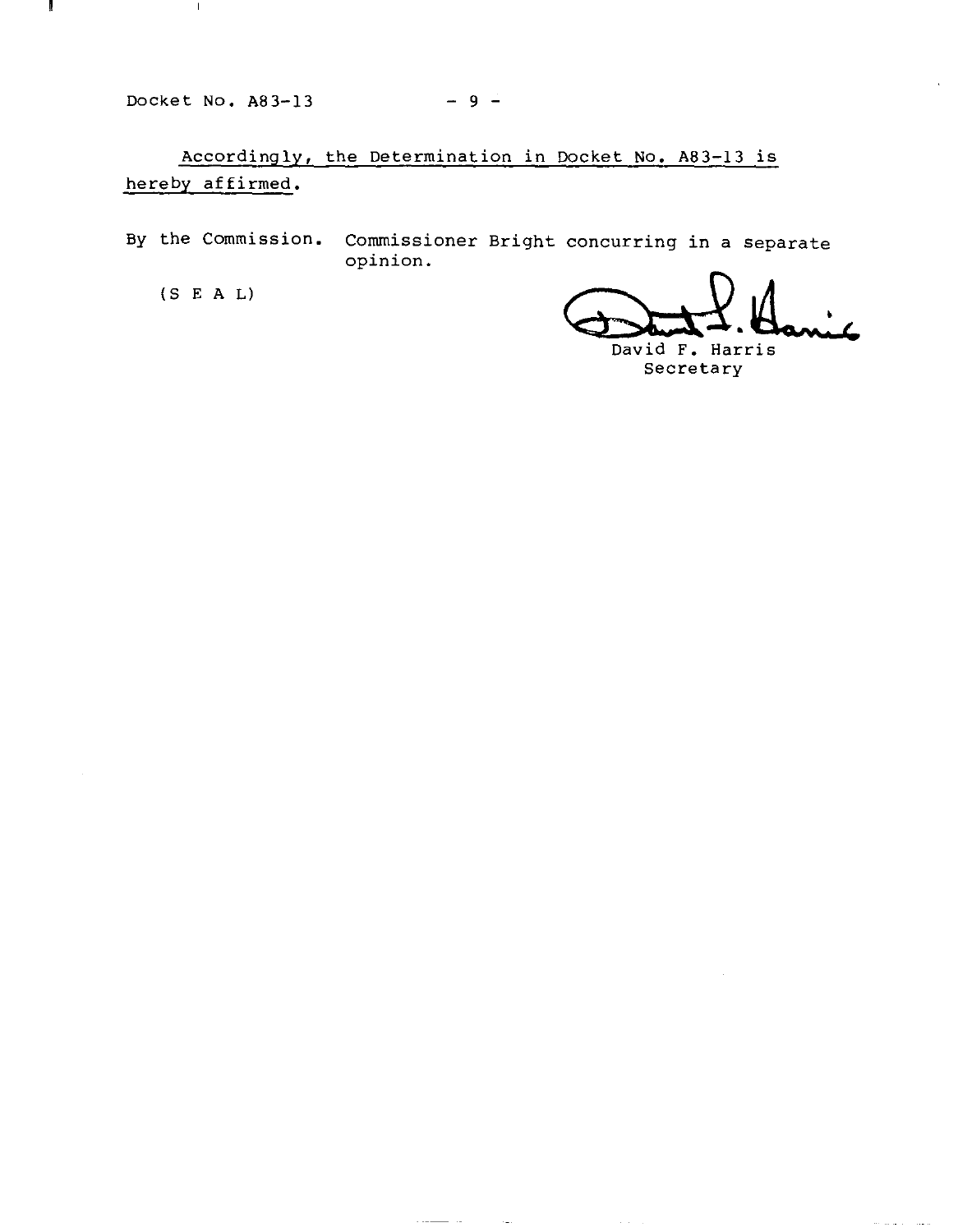Accordingly, the Determination in Docket No. A83-13 is hereby affirmed.

By the Commission. Commissioner Bright concurring in a separate opinion.

(S E A L)

David F. Harris
Secretary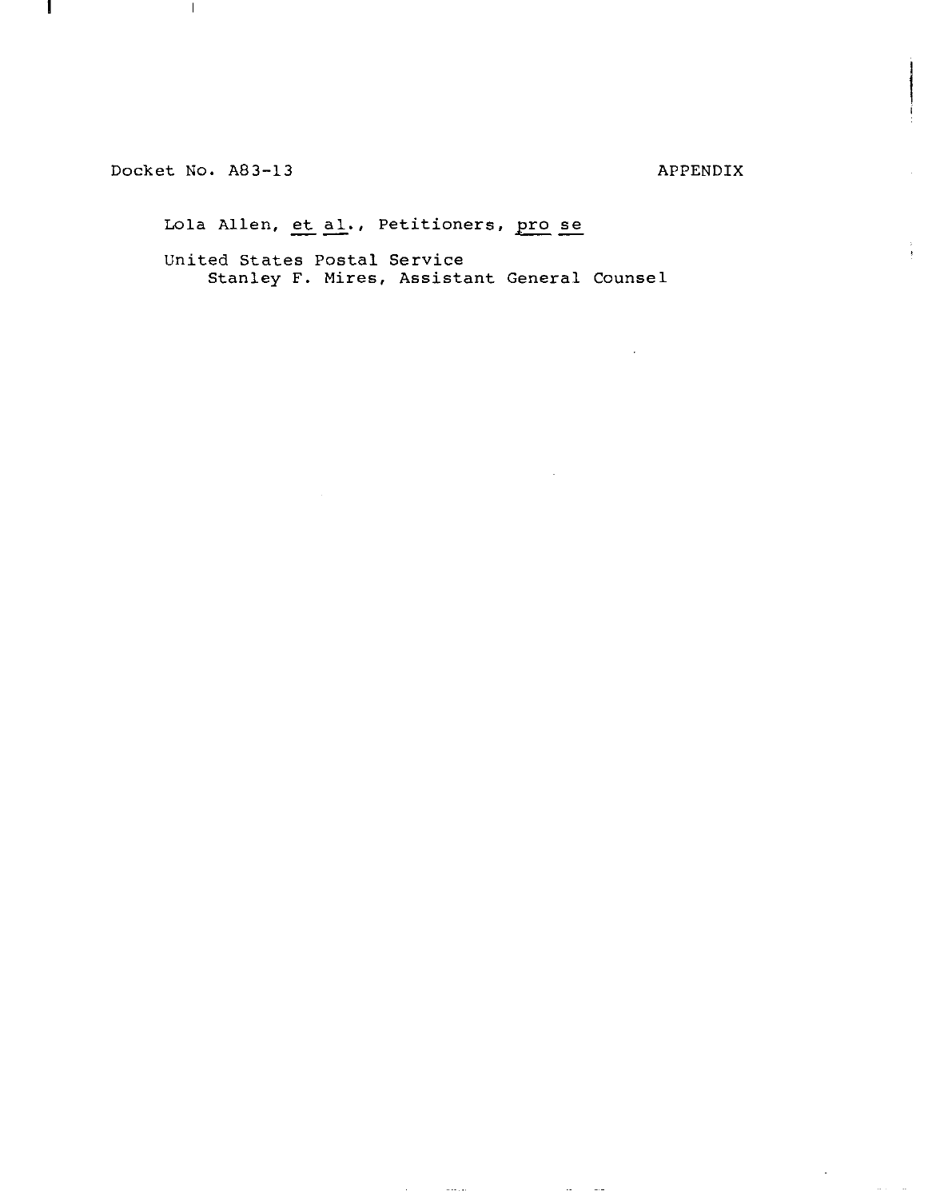Docket No. A83-13 APPENDIX

Lola Allen, *et al.*, Petitioners, *pro se*

United States Postal Service
Stanley F. Mires, Assistant General Counsel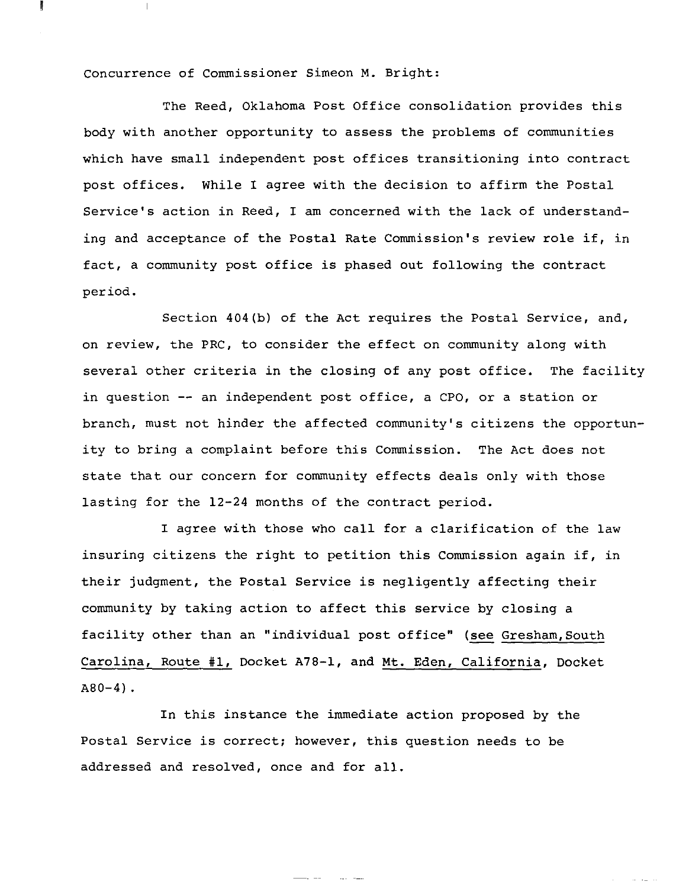Concurrence of Commissioner Simeon M. Bright:

The Reed, Oklahoma Post Office consolidation provides this body with another opportunity to assess the problems of communities which have small independent post offices transitioning into contract post offices. While I agree with the decision to affirm the Postal Service's action in Reed, I am concerned with the lack of understanding and acceptance of the Postal Rate Commission's review role if, in fact, a community post office is phased out following the contract period.

Section 404(b) of the Act requires the Postal Service, and, on review, the PRC, to consider the effect on community along with several other criteria in the closing of any post office. The facility in question -- an independent post office, a CPO, or a station or branch, must not hinder the affected community's citizens the opportunity to bring a complaint before this Commission. The Act does not state that our concern for community effects deals only with those lasting for the 12-24 months of the contract period.

I agree with those who call for a clarification of the law insuring citizens the right to petition this Commission again if, in their judgment, the Postal Service is negligently affecting their community by taking action to affect this service by closing a facility other than an "individual post office" (see Gresham, South Carolina, Route #1, Docket A78-1, and Mt. Eden, California, Docket A80-4).

In this instance the immediate action proposed by the Postal Service is correct; however, this question needs to be addressed and resolved, once and for all.